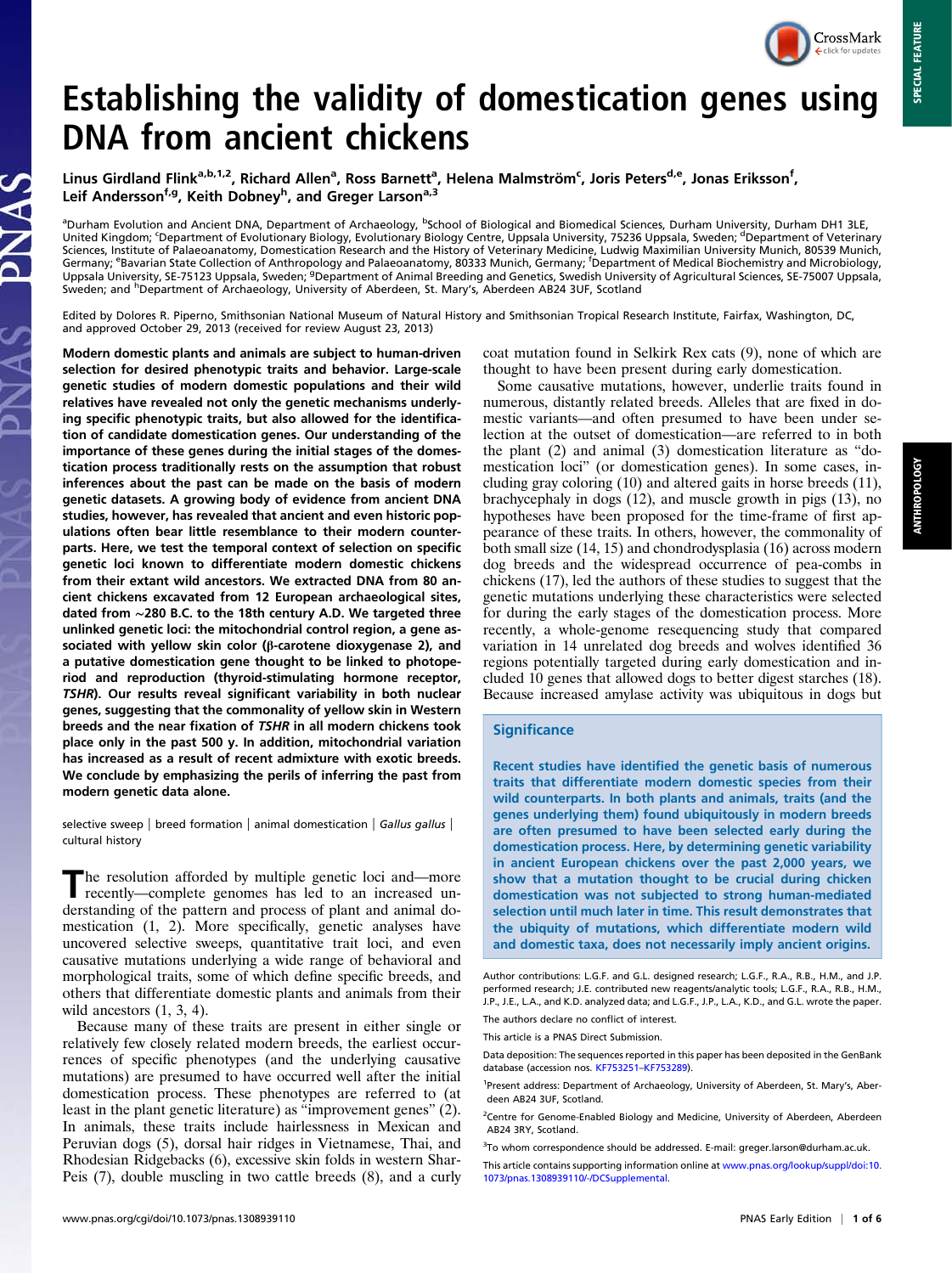# Establishing the validity of domestication genes using DNA from ancient chickens

Linus Girdland Flink[a,b,1,2], Richard Allen[a], Ross Barnett[a], Helena Malmström[c], Joris Peters[d,e], Jonas Eriksson[f], Leif Andersson[f,g], Keith Dobney[h], and Greger Larson[a,3]

[a]Durham Evolution and Ancient DNA, Department of Archaeology, [b]School of Biological and Biomedical Sciences, Durham University, Durham DH1 3LE, United Kingdom; [c]Department of Evolutionary Biology, Evolutionary Biology Centre, Uppsala University, 75236 Uppsala, Sweden; [d]Department of Veterinary Sciences, Institute of Palaeoanatomy, Domestication Research and the History of Veterinary Medicine, Ludwig Maximilian University Munich, 80539 Munich, Germany; [e]Bavarian State Collection of Anthropology and Palaeoanatomy, 80333 Munich, Germany; [f]Department of Medical Biochemistry and Microbiology, Uppsala University, SE-75123 Uppsala, Sweden; [g]Department of Animal Breeding and Genetics, Swedish University of Agricultural Sciences, SE-75007 Uppsala, Sweden; and [h]Department of Archaeology, University of Aberdeen, St. Mary's, Aberdeen AB24 3UF, Scotland

Edited by Dolores R. Piperno, Smithsonian National Museum of Natural History and Smithsonian Tropical Research Institute, Fairfax, Washington, DC, and approved October 29, 2013 (received for review August 23, 2013)

**Modern domestic plants and animals are subject to human-driven selection for desired phenotypic traits and behavior. Large-scale genetic studies of modern domestic populations and their wild relatives have revealed not only the genetic mechanisms underlying specific phenotypic traits, but also allowed for the identification of candidate domestication genes. Our understanding of the importance of these genes during the initial stages of the domestication process traditionally rests on the assumption that robust inferences about the past can be made on the basis of modern genetic datasets. A growing body of evidence from ancient DNA studies, however, has revealed that ancient and even historic populations often bear little resemblance to their modern counterparts. Here, we test the temporal context of selection on specific genetic loci known to differentiate modern domestic chickens from their extant wild ancestors. We extracted DNA from 80 ancient chickens excavated from 12 European archaeological sites, dated from ∼280 B.C. to the 18th century A.D. We targeted three unlinked genetic loci: the mitochondrial control region, a gene associated with yellow skin color (β-carotene dioxygenase 2), and a putative domestication gene thought to be linked to photoperiod and reproduction (thyroid-stimulating hormone receptor, *TSHR*). Our results reveal significant variability in both nuclear genes, suggesting that the commonality of yellow skin in Western breeds and the near fixation of *TSHR* in all modern chickens took place only in the past 500 y. In addition, mitochondrial variation has increased as a result of recent admixture with exotic breeds. We conclude by emphasizing the perils of inferring the past from modern genetic data alone.**

selective sweep | breed formation | animal domestication | *Gallus gallus* | cultural history

The resolution afforded by multiple genetic loci and—more recently—complete genomes has led to an increased understanding of the pattern and process of plant and animal domestication (1, 2). More specifically, genetic analyses have uncovered selective sweeps, quantitative trait loci, and even causative mutations underlying a wide range of behavioral and morphological traits, some of which define specific breeds, and others that differentiate domestic plants and animals from their wild ancestors (1, 3, 4).

Because many of these traits are present in either single or relatively few closely related modern breeds, the earliest occurrences of specific phenotypes (and the underlying causative mutations) are presumed to have occurred well after the initial domestication process. These phenotypes are referred to (at least in the plant genetic literature) as "improvement genes" (2). In animals, these traits include hairlessness in Mexican and Peruvian dogs (5), dorsal hair ridges in Vietnamese, Thai, and Rhodesian Ridgebacks (6), excessive skin folds in western Shar-Peis (7), double muscling in two cattle breeds (8), and a curly coat mutation found in Selkirk Rex cats (9), none of which are thought to have been present during early domestication.

Some causative mutations, however, underlie traits found in numerous, distantly related breeds. Alleles that are fixed in domestic variants—and often presumed to have been under selection at the outset of domestication—are referred to in both the plant (2) and animal (3) domestication literature as "domestication loci" (or domestication genes). In some cases, including gray coloring (10) and altered gaits in horse breeds (11), brachycephaly in dogs (12), and muscle growth in pigs (13), no hypotheses have been proposed for the time-frame of first appearance of these traits. In others, however, the commonality of both small size (14, 15) and chondrodysplasia (16) across modern dog breeds and the widespread occurrence of pea-combs in chickens (17), led the authors of these studies to suggest that the genetic mutations underlying these characteristics were selected for during the early stages of the domestication process. More recently, a whole-genome resequencing study that compared variation in 14 unrelated dog breeds and wolves identified 36 regions potentially targeted during early domestication and included 10 genes that allowed dogs to better digest starches (18). Because increased amylase activity was ubiquitous in dogs but

## Significance

Recent studies have identified the genetic basis of numerous traits that differentiate modern domestic species from their wild counterparts. In both plants and animals, traits (and the genes underlying them) found ubiquitously in modern breeds are often presumed to have been selected early during the domestication process. Here, by determining genetic variability in ancient European chickens over the past 2,000 years, we show that a mutation thought to be crucial during chicken domestication was not subjected to strong human-mediated selection until much later in time. This result demonstrates that the ubiquity of mutations, which differentiate modern wild and domestic taxa, does not necessarily imply ancient origins.

Author contributions: L.G.F. and G.L. designed research; L.G.F., R.A., R.B., H.M., and J.P. performed research; J.E. contributed new reagents/analytic tools; L.G.F., R.A., R.B., H.M., J.P., J.E., L.A., and K.D. analyzed data; and L.G.F., J.P., L.A., K.D., and G.L. wrote the paper.

The authors declare no conflict of interest.

This article is a PNAS Direct Submission.

Data deposition: The sequences reported in this paper have been deposited in the GenBank database (accession nos. KF753251–KF753289).

[1]Present address: Department of Archaeology, University of Aberdeen, St. Mary's, Aberdeen AB24 3UF, Scotland.

[2]Centre for Genome-Enabled Biology and Medicine, University of Aberdeen, Aberdeen AB24 3RY, Scotland.

[3]To whom correspondence should be addressed. E-mail: greger.larson@durham.ac.uk.

This article contains supporting information online at www.pnas.org/lookup/suppl/doi:10.1073/pnas.1308939110/-/DCSupplemental.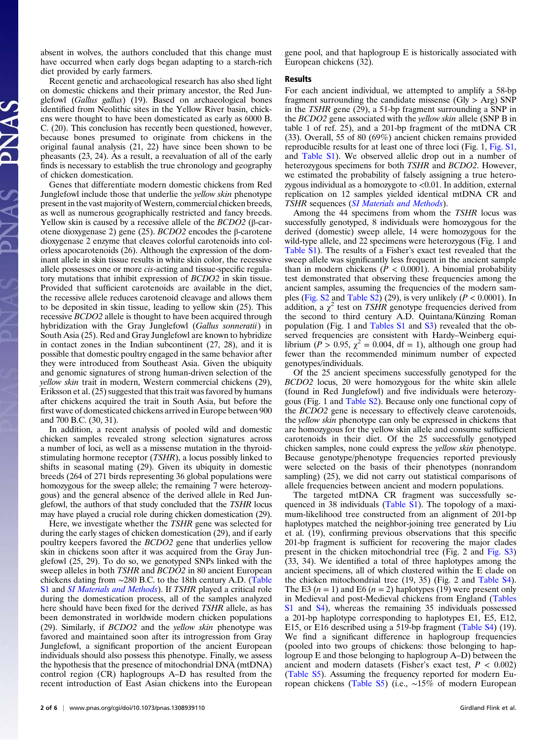absent in wolves, the authors concluded that this change must have occurred when early dogs began adapting to a starch-rich diet provided by early farmers.

Recent genetic and archaeological research has also shed light on domestic chickens and their primary ancestor, the Red Junglefowl (*Gallus gallus*) (19). Based on archaeological bones identified from Neolithic sites in the Yellow River basin, chickens were thought to have been domesticated as early as 6000 B.C. (20). This conclusion has recently been questioned, however, because bones presumed to originate from chickens in the original faunal analysis (21, 22) have since been shown to be pheasants (23, 24). As a result, a reevaluation of all of the early finds is necessary to establish the true chronology and geography of chicken domestication.

Genes that differentiate modern domestic chickens from Red Junglefowl include those that underlie the *yellow skin* phenotype present in the vast majority of Western, commercial chicken breeds, as well as numerous geographically restricted and fancy breeds. Yellow skin is caused by a recessive allele of the *BCDO2* (β-carotene dioxygenase 2) gene (25). *BCDO2* encodes the β-carotene dioxygenase 2 enzyme that cleaves colorful carotenoids into colorless apocarotenoids (26). Although the expression of the dominant allele in skin tissue results in white skin color, the recessive allele possesses one or more *cis*-acting and tissue-specific regulatory mutations that inhibit expression of *BCDO2* in skin tissue. Provided that sufficient carotenoids are available in the diet, the recessive allele reduces carotenoid cleavage and allows them to be deposited in skin tissue, leading to yellow skin (25). This recessive *BCDO2* allele is thought to have been acquired through hybridization with the Gray Junglefowl (*Gallus sonneratii*) in South Asia (25). Red and Gray Junglefowl are known to hybridize in contact zones in the Indian subcontinent (27, 28), and it is possible that domestic poultry engaged in the same behavior after they were introduced from Southeast Asia. Given the ubiquity and genomic signatures of strong human-driven selection of the *yellow skin* trait in modern, Western commercial chickens (29), Eriksson et al. (25) suggested that this trait was favored by humans after chickens acquired the trait in South Asia, but before the first wave of domesticated chickens arrived in Europe between 900 and 700 B.C. (30, 31).

In addition, a recent analysis of pooled wild and domestic chicken samples revealed strong selection signatures across a number of loci, as well as a missense mutation in the thyroid-stimulating hormone receptor (*TSHR*), a locus possibly linked to shifts in seasonal mating (29). Given its ubiquity in domestic breeds (264 of 271 birds representing 36 global populations were homozygous for the sweep allele; the remaining 7 were heterozygous) and the general absence of the derived allele in Red Junglefowl, the authors of that study concluded that the *TSHR* locus may have played a crucial role during chicken domestication (29).

Here, we investigate whether the *TSHR* gene was selected for during the early stages of chicken domestication (29), and if early poultry keepers favored the *BCDO2* gene that underlies yellow skin in chickens soon after it was acquired from the Gray Junglefowl (25, 29). To do so, we genotyped SNPs linked with the sweep alleles in both *TSHR* and *BCDO2* in 80 ancient European chickens dating from ∼280 B.C. to the 18th century A.D. (Table S1 and *SI Materials and Methods*). If *TSHR* played a critical role during the domestication process, all of the samples analyzed here should have been fixed for the derived *TSHR* allele, as has been demonstrated in worldwide modern chicken populations (29). Similarly, if *BCDO2* and the *yellow skin* phenotype was favored and maintained soon after its introgression from Gray Junglefowl, a significant proportion of the ancient European individuals should also possess this phenotype. Finally, we assess the hypothesis that the presence of mitochondrial DNA (mtDNA) control region (CR) haplogroups A–D has resulted from the recent introduction of East Asian chickens into the European gene pool, and that haplogroup E is historically associated with European chickens (32).

## Results

For each ancient individual, we attempted to amplify a 58-bp fragment surrounding the candidate missense (Gly > Arg) SNP in the *TSHR* gene (29), a 51-bp fragment surrounding a SNP in the *BCDO2* gene associated with the *yellow skin* allele (SNP B in table 1 of ref. 25), and a 201-bp fragment of the mtDNA CR (33). Overall, 55 of 80 (69%) ancient chicken remains provided reproducible results for at least one of three loci (Fig. 1, Fig. S1, and Table S1). We observed allelic drop out in a number of heterozygous specimens for both *TSHR* and *BCDO2*. However, we estimated the probability of falsely assigning a true heterozygous individual as a homozygote to <0.01. In addition, external replication on 12 samples yielded identical mtDNA CR and *TSHR* sequences (*SI Materials and Methods*).

Among the 44 specimens from whom the *TSHR* locus was successfully genotyped, 8 individuals were homozygous for the derived (domestic) sweep allele, 14 were homozygous for the wild-type allele, and 22 specimens were heterozygous (Fig. 1 and Table S1). The results of a Fisher's exact test revealed that the sweep allele was significantly less frequent in the ancient sample than in modern chickens ($P < 0.0001$). A binomial probability test demonstrated that observing these frequencies among the ancient samples, assuming the frequencies of the modern samples (Fig. S2 and Table S2) (29), is very unlikely ($P < 0.0001$). In addition, a $\chi^2$ test on *TSHR* genotype frequencies derived from the second to third century A.D. Quintana/Künzing Roman population (Fig. 1 and Tables S1 and S3) revealed that the observed frequencies are consistent with Hardy–Weinberg equilibrium ($P > 0.95$, $\chi^2 = 0.004$, df = 1), although one group had fewer than the recommended minimum number of expected genotypes/individuals.

Of the 25 ancient specimens successfully genotyped for the *BCDO2* locus, 20 were homozygous for the white skin allele (found in Red Junglefowl) and five individuals were heterozygous (Fig. 1 and Table S2). Because only one functional copy of the *BCDO2* gene is necessary to effectively cleave carotenoids, the *yellow skin* phenotype can only be expressed in chickens that are homozygous for the yellow skin allele and consume sufficient carotenoids in their diet. Of the 25 successfully genotyped chicken samples, none could express the *yellow skin* phenotype. Because genotype/phenotype frequencies reported previously were selected on the basis of their phenotypes (nonrandom sampling) (25), we did not carry out statistical comparisons of allele frequencies between ancient and modern populations.

The targeted mtDNA CR fragment was successfully sequenced in 38 individuals (Table S1). The topology of a maximum-likelihood tree constructed from an alignment of 201-bp haplotypes matched the neighbor-joining tree generated by Liu et al. (19), confirming previous observations that this specific 201-bp fragment is sufficient for recovering the major clades present in the chicken mitochondrial tree (Fig. 2 and Fig. S3) (33, 34). We identified a total of three haplotypes among the ancient specimens, all of which clustered within the E clade on the chicken mitochondrial tree (19, 35) (Fig. 2 and Table S4). The E3 ($n = 1$) and E6 ($n = 2$) haplotypes (19) were present only in Medieval and post-Medieval chickens from England (Tables S1 and S4), whereas the remaining 35 individuals possessed a 201-bp haplotype corresponding to haplotypes E1, E5, E12, E15, or E16 described using a 519-bp fragment (Table S4) (19). We find a significant difference in haplogroup frequencies (pooled into two groups of chickens: those belonging to haplogroup E and those belonging to haplogroup A–D) between the ancient and modern datasets (Fisher's exact test, $P < 0.002$) (Table S5). Assuming the frequency reported for modern European chickens (Table S5) (i.e., ∼15% of modern European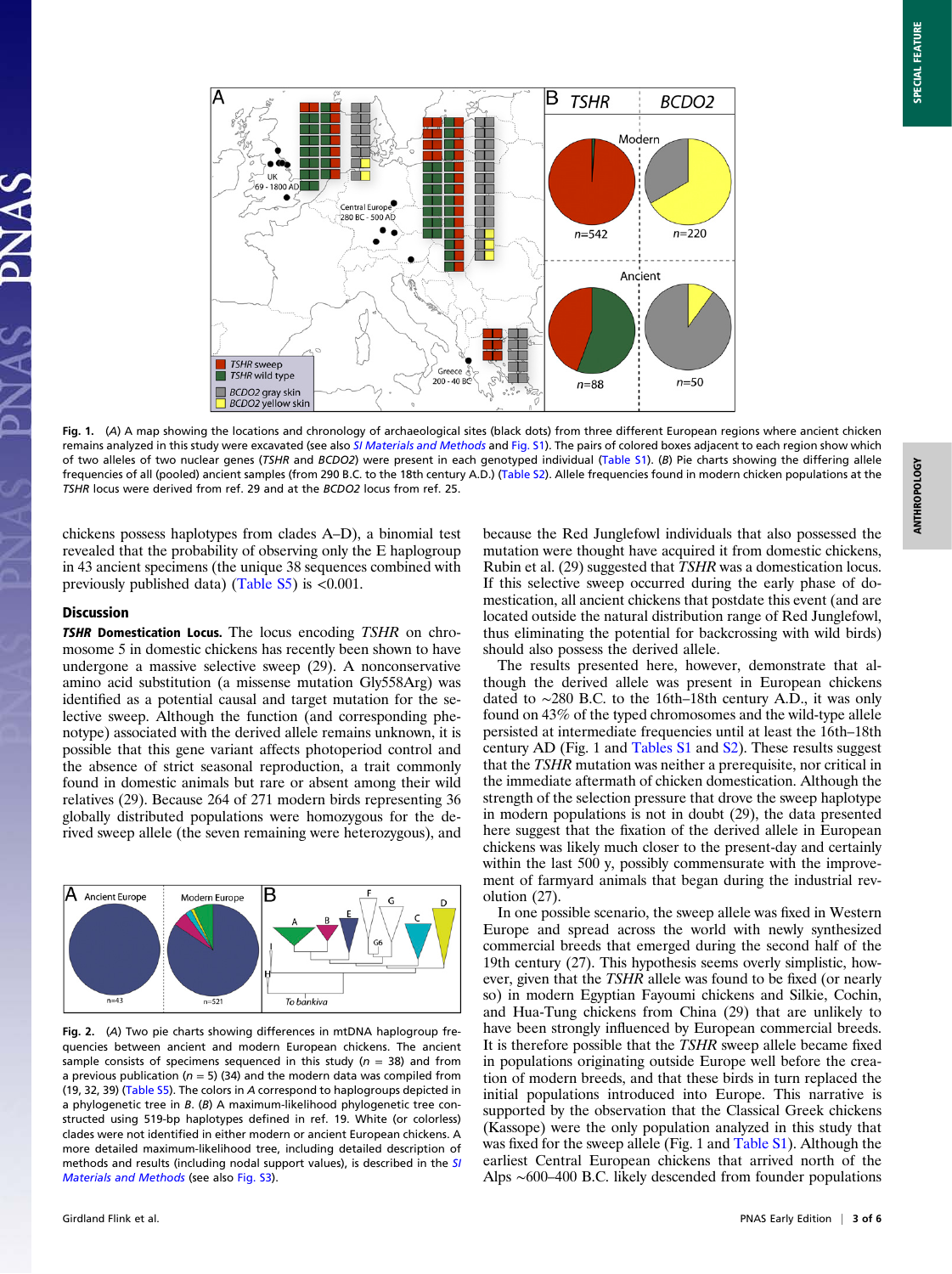A

UK
69 - 1800 AD

Central Europe
280 BC - 500 AD

Greece
200 - 40 BC

TSHR sweep
TSHR wild type
BCDO2 gray skin
BCDO2 yellow skin

B TSHR BCDO2

Modern
n=542 n=220

Ancient
n=88 n=50

Fig. 1. (*A*) A map showing the locations and chronology of archaeological sites (black dots) from three different European regions where ancient chicken remains analyzed in this study were excavated (see also *SI Materials and Methods* and Fig. S1). The pairs of colored boxes adjacent to each region show which of two alleles of two nuclear genes (*TSHR* and *BCDO2*) were present in each genotyped individual (Table S1). (*B*) Pie charts showing the differing allele frequencies of all (pooled) ancient samples (from 290 B.C. to the 18th century A.D.) (Table S2). Allele frequencies found in modern chicken populations at the *TSHR* locus were derived from ref. 29 and at the *BCDO2* locus from ref. 25.

chickens possess haplotypes from clades A–D), a binomial test revealed that the probability of observing only the E haplogroup in 43 ancient specimens (the unique 38 sequences combined with previously published data) (Table S5) is <0.001.

## Discussion

***TSHR* Domestication Locus.** The locus encoding *TSHR* on chromosome 5 in domestic chickens has recently been shown to have undergone a massive selective sweep (29). A nonconservative amino acid substitution (a missense mutation Gly558Arg) was identified as a potential causal and target mutation for the selective sweep. Although the function (and corresponding phenotype) associated with the derived allele remains unknown, it is possible that this gene variant affects photoperiod control and the absence of strict seasonal reproduction, a trait commonly found in domestic animals but rare or absent among their wild relatives (29). Because 264 of 271 modern birds representing 36 globally distributed populations were homozygous for the derived sweep allele (the seven remaining were heterozygous), and because the Red Junglefowl individuals that also possessed the mutation were thought have acquired it from domestic chickens, Rubin et al. (29) suggested that *TSHR* was a domestication locus. If this selective sweep occurred during the early phase of domestication, all ancient chickens that postdate this event (and are located outside the natural distribution range of Red Junglefowl, thus eliminating the potential for backcrossing with wild birds) should also possess the derived allele.

The results presented here, however, demonstrate that although the derived allele was present in European chickens dated to ~280 B.C. to the 16th–18th century A.D., it was only found on 43% of the typed chromosomes and the wild-type allele persisted at intermediate frequencies until at least the 16th–18th century AD (Fig. 1 and Tables S1 and S2). These results suggest that the *TSHR* mutation was neither a prerequisite, nor critical in the immediate aftermath of chicken domestication. Although the strength of the selection pressure that drove the sweep haplotype in modern populations is not in doubt (29), the data presented here suggest that the fixation of the derived allele in European chickens was likely much closer to the present-day and certainly within the last 500 y, possibly commensurate with the improvement of farmyard animals that began during the industrial revolution (27).

In one possible scenario, the sweep allele was fixed in Western Europe and spread across the world with newly synthesized commercial breeds that emerged during the second half of the 19th century (27). This hypothesis seems overly simplistic, however, given that the *TSHR* allele was found to be fixed (or nearly so) in modern Egyptian Fayoumi chickens and Silkie, Cochin, and Hua-Tung chickens from China (29) that are unlikely to have been strongly influenced by European commercial breeds. It is therefore possible that the *TSHR* sweep allele became fixed in populations originating outside Europe well before the creation of modern breeds, and that these birds in turn replaced the initial populations introduced into Europe. This narrative is supported by the observation that the Classical Greek chickens (Kassope) were the only population analyzed in this study that was fixed for the sweep allele (Fig. 1 and Table S1). Although the earliest Central European chickens that arrived north of the Alps ~600–400 B.C. likely descended from founder populations

A Ancient Europe Modern Europe

n=43 n=521

B

A B E F G G6 C D H

To bankiva

Fig. 2. (*A*) Two pie charts showing differences in mtDNA haplogroup frequencies between ancient and modern European chickens. The ancient sample consists of specimens sequenced in this study ($n$ = 38) and from a previous publication ($n$ = 5) (34) and the modern data was compiled from (19, 32, 39) (Table S5). The colors in *A* correspond to haplogroups depicted in a phylogenetic tree in *B*. (*B*) A maximum-likelihood phylogenetic tree constructed using 519-bp haplotypes defined in ref. 19. White (or colorless) clades were not identified in either modern or ancient European chickens. A more detailed maximum-likelihood tree, including detailed description of methods and results (including nodal support values), is described in the *SI Materials and Methods* (see also Fig. S3).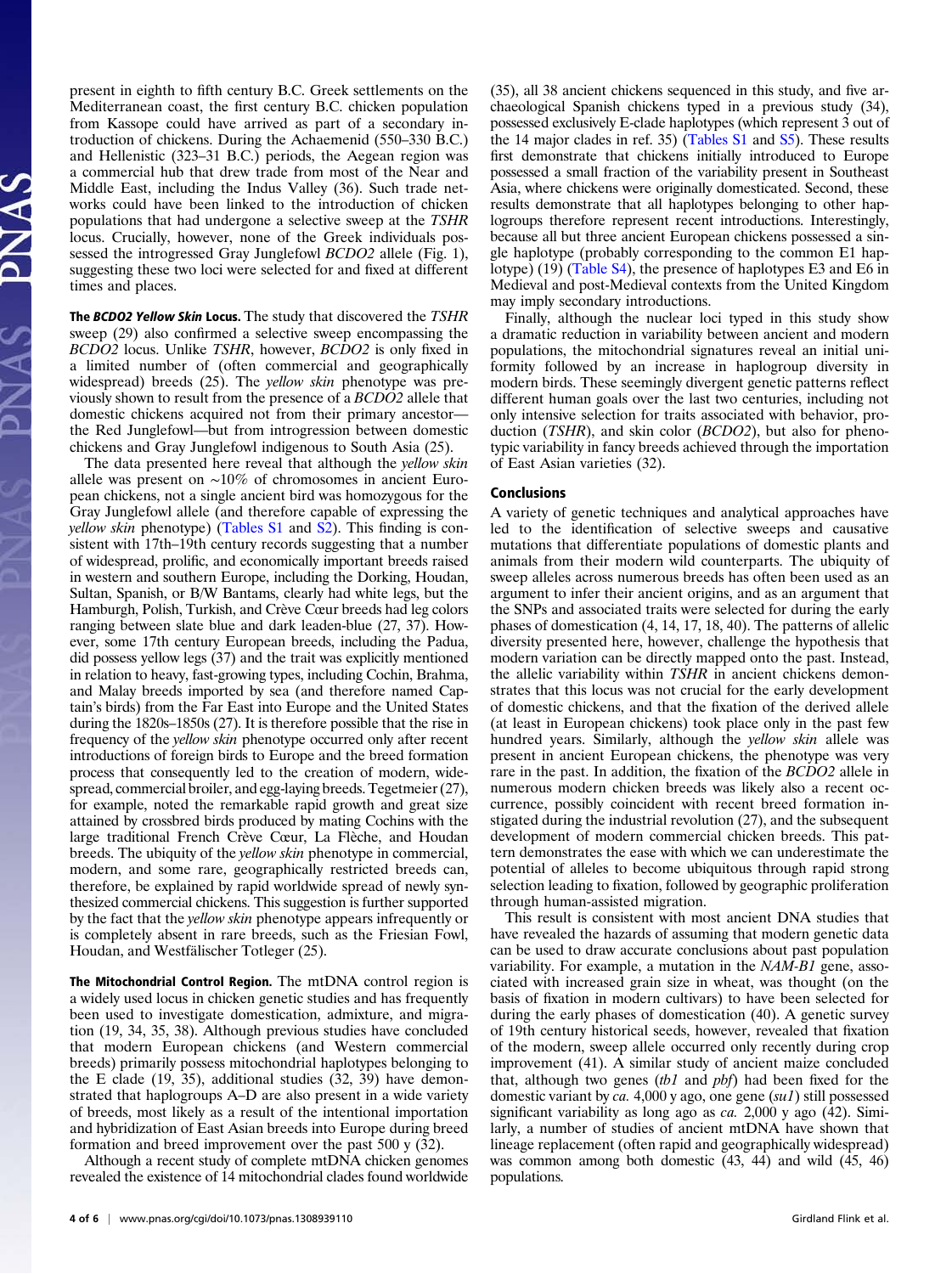present in eighth to fifth century B.C. Greek settlements on the Mediterranean coast, the first century B.C. chicken population from Kassope could have arrived as part of a secondary introduction of chickens. During the Achaemenid (550–330 B.C.) and Hellenistic (323–31 B.C.) periods, the Aegean region was a commercial hub that drew trade from most of the Near and Middle East, including the Indus Valley (36). Such trade networks could have been linked to the introduction of chicken populations that had undergone a selective sweep at the *TSHR* locus. Crucially, however, none of the Greek individuals possessed the introgressed Gray Junglefowl *BCDO2* allele (Fig. 1), suggesting these two loci were selected for and fixed at different times and places.

**The *BCDO2 Yellow Skin* Locus.** The study that discovered the *TSHR* sweep (29) also confirmed a selective sweep encompassing the *BCDO2* locus. Unlike *TSHR*, however, *BCDO2* is only fixed in a limited number of (often commercial and geographically widespread) breeds (25). The *yellow skin* phenotype was previously shown to result from the presence of a *BCDO2* allele that domestic chickens acquired not from their primary ancestor—the Red Junglefowl—but from introgression between domestic chickens and Gray Junglefowl indigenous to South Asia (25).

The data presented here reveal that although the *yellow skin* allele was present on ∼10% of chromosomes in ancient European chickens, not a single ancient bird was homozygous for the Gray Junglefowl allele (and therefore capable of expressing the *yellow skin* phenotype) (Tables S1 and S2). This finding is consistent with 17th–19th century records suggesting that a number of widespread, prolific, and economically important breeds raised in western and southern Europe, including the Dorking, Houdan, Sultan, Spanish, or B/W Bantams, clearly had white legs, but the Hamburgh, Polish, Turkish, and Crève Cœur breeds had leg colors ranging between slate blue and dark leaden-blue (27, 37). However, some 17th century European breeds, including the Padua, did possess yellow legs (37) and the trait was explicitly mentioned in relation to heavy, fast-growing types, including Cochin, Brahma, and Malay breeds imported by sea (and therefore named Captain's birds) from the Far East into Europe and the United States during the 1820s–1850s (27). It is therefore possible that the rise in frequency of the *yellow skin* phenotype occurred only after recent introductions of foreign birds to Europe and the breed formation process that consequently led to the creation of modern, widespread, commercial broiler, and egg-laying breeds. Tegetmeier (27), for example, noted the remarkable rapid growth and great size attained by crossbred birds produced by mating Cochins with the large traditional French Crève Cœur, La Flèche, and Houdan breeds. The ubiquity of the *yellow skin* phenotype in commercial, modern, and some rare, geographically restricted breeds can, therefore, be explained by rapid worldwide spread of newly synthesized commercial chickens. This suggestion is further supported by the fact that the *yellow skin* phenotype appears infrequently or is completely absent in rare breeds, such as the Friesian Fowl, Houdan, and Westfälischer Totleger (25).

**The Mitochondrial Control Region.** The mtDNA control region is a widely used locus in chicken genetic studies and has frequently been used to investigate domestication, admixture, and migration (19, 34, 35, 38). Although previous studies have concluded that modern European chickens (and Western commercial breeds) primarily possess mitochondrial haplotypes belonging to the E clade (19, 35), additional studies (32, 39) have demonstrated that haplogroups A–D are also present in a wide variety of breeds, most likely as a result of the intentional importation and hybridization of East Asian breeds into Europe during breed formation and breed improvement over the past 500 y (32).

Although a recent study of complete mtDNA chicken genomes revealed the existence of 14 mitochondrial clades found worldwide (35), all 38 ancient chickens sequenced in this study, and five archaeological Spanish chickens typed in a previous study (34), possessed exclusively E-clade haplotypes (which represent 3 out of the 14 major clades in ref. 35) (Tables S1 and S5). These results first demonstrate that chickens initially introduced to Europe possessed a small fraction of the variability present in Southeast Asia, where chickens were originally domesticated. Second, these results demonstrate that all haplotypes belonging to other haplogroups therefore represent recent introductions. Interestingly, because all but three ancient European chickens possessed a single haplotype (probably corresponding to the common E1 haplotype) (19) (Table S4), the presence of haplotypes E3 and E6 in Medieval and post-Medieval contexts from the United Kingdom may imply secondary introductions.

Finally, although the nuclear loci typed in this study show a dramatic reduction in variability between ancient and modern populations, the mitochondrial signatures reveal an initial uniformity followed by an increase in haplogroup diversity in modern birds. These seemingly divergent genetic patterns reflect different human goals over the last two centuries, including not only intensive selection for traits associated with behavior, production (*TSHR*), and skin color (*BCDO2*), but also for phenotypic variability in fancy breeds achieved through the importation of East Asian varieties (32).

## Conclusions

A variety of genetic techniques and analytical approaches have led to the identification of selective sweeps and causative mutations that differentiate populations of domestic plants and animals from their modern wild counterparts. The ubiquity of sweep alleles across numerous breeds has often been used as an argument to infer their ancient origins, and as an argument that the SNPs and associated traits were selected for during the early phases of domestication (4, 14, 17, 18, 40). The patterns of allelic diversity presented here, however, challenge the hypothesis that modern variation can be directly mapped onto the past. Instead, the allelic variability within *TSHR* in ancient chickens demonstrates that this locus was not crucial for the early development of domestic chickens, and that the fixation of the derived allele (at least in European chickens) took place only in the past few hundred years. Similarly, although the *yellow skin* allele was present in ancient European chickens, the phenotype was very rare in the past. In addition, the fixation of the *BCDO2* allele in numerous modern chicken breeds was likely also a recent occurrence, possibly coincident with recent breed formation instigated during the industrial revolution (27), and the subsequent development of modern commercial chicken breeds. This pattern demonstrates the ease with which we can underestimate the potential of alleles to become ubiquitous through rapid strong selection leading to fixation, followed by geographic proliferation through human-assisted migration.

This result is consistent with most ancient DNA studies that have revealed the hazards of assuming that modern genetic data can be used to draw accurate conclusions about past population variability. For example, a mutation in the *NAM-B1* gene, associated with increased grain size in wheat, was thought (on the basis of fixation in modern cultivars) to have been selected for during the early phases of domestication (40). A genetic survey of 19th century historical seeds, however, revealed that fixation of the modern, sweep allele occurred only recently during crop improvement (41). A similar study of ancient maize concluded that, although two genes (*tb1* and *pbf*) had been fixed for the domestic variant by *ca.* 4,000 y ago, one gene (*su1*) still possessed significant variability as long ago as *ca.* 2,000 y ago (42). Similarly, a number of studies of ancient mtDNA have shown that lineage replacement (often rapid and geographically widespread) was common among both domestic (43, 44) and wild (45, 46) populations.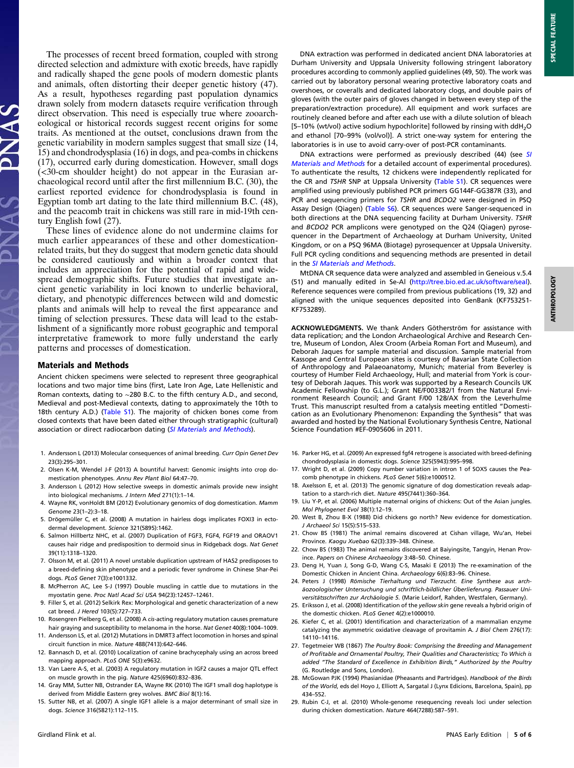The processes of recent breed formation, coupled with strong directed selection and admixture with exotic breeds, have rapidly and radically shaped the gene pools of modern domestic plants and animals, often distorting their deeper genetic history (47). As a result, hypotheses regarding past population dynamics drawn solely from modern datasets require verification through direct observation. This need is especially true where zooarchaeological or historical records suggest recent origins for some traits. As mentioned at the outset, conclusions drawn from the genetic variability in modern samples suggest that small size (14, 15) and chondrodysplasia (16) in dogs, and pea-combs in chickens (17), occurred early during domestication. However, small dogs (<30-cm shoulder height) do not appear in the Eurasian archaeological record until after the first millennium B.C. (30), the earliest reported evidence for chondrodysplasia is found in Egyptian tomb art dating to the late third millennium B.C. (48), and the peacomb trait in chickens was still rare in mid-19th century English fowl (27).

These lines of evidence alone do not undermine claims for much earlier appearances of these and other domestication-related traits, but they do suggest that modern genetic data should be considered cautiously and within a broader context that includes an appreciation for the potential of rapid and widespread demographic shifts. Future studies that investigate ancient genetic variability in loci known to underlie behavioral, dietary, and phenotypic differences between wild and domestic plants and animals will help to reveal the first appearance and timing of selection pressures. These data will lead to the establishment of a significantly more robust geographic and temporal interpretative framework to more fully understand the early patterns and processes of domestication.

## Materials and Methods

Ancient chicken specimens were selected to represent three geographical locations and two major time bins (first, Late Iron Age, Late Hellenistic and Roman contexts, dating to ~280 B.C. to the fifth century A.D., and second, Medieval and post-Medieval contexts, dating to approximately the 10th to 18th century A.D.) (Table S1). The majority of chicken bones come from closed contexts that have been dated either through stratigraphic (cultural) association or direct radiocarbon dating (*SI Materials and Methods*).

DNA extraction was performed in dedicated ancient DNA laboratories at Durham University and Uppsala University following stringent laboratory procedures according to commonly applied guidelines (49, 50). The work was carried out by laboratory personal wearing protective laboratory coats and overshoes, or coveralls and dedicated laboratory clogs, and double pairs of gloves (with the outer pairs of gloves changed in between every step of the preparation/extraction procedure). All equipment and work surfaces are routinely cleaned before and after each use with a dilute solution of bleach [5–10% (wt/vol) active sodium hypochlorite] followed by rinsing with ddH$_2$O and ethanol [70–99% (vol/vol)]. A strict one-way system for entering the laboratories is in use to avoid carry-over of post-PCR contaminants.

DNA extractions were performed as previously described (44) (see *SI Materials and Methods* for a detailed account of experimental procedures). To authenticate the results, 12 chickens were independently replicated for the CR and *TSHR* SNP at Uppsala University (Table S1). CR sequences were amplified using previously published PCR primers GG144F-GG387R (33), and PCR and sequencing primers for *TSHR* and *BCDO2* were designed in PSQ Assay Design (Qiagen) (Table S6). CR sequences were Sanger-sequenced in both directions at the DNA sequencing facility at Durham University. *TSHR* and *BCDO2* PCR amplicons were genotyped on the Q24 (Qiagen) pyrosequencer in the Department of Archaeology at Durham University, United Kingdom, or on a PSQ 96MA (Biotage) pyrosequencer at Uppsala University. Full PCR cycling conditions and sequencing methods are presented in detail in the *SI Materials and Methods*.

MtDNA CR sequence data were analyzed and assembled in Geneious v.5.4 (51) and manually edited in Se-Al (http://tree.bio.ed.ac.uk/software/seal). Reference sequences were compiled from previous publications (19, 32) and aligned with the unique sequences deposited into GenBank (KF753251-KF753289).

**ACKNOWLEDGMENTS.** We thank Anders Götherström for assistance with data replication; and the London Archaeological Archive and Research Centre, Museum of London, Alex Croom (Arbeia Roman Fort and Museum), and Deborah Jaques for sample material and discussion. Sample material from Kassope and Central European sites is courtesy of Bavarian State Collection of Anthropology and Palaeoanatomy, Munich; material from Beverley is courtesy of Humber Field Archaeology, Hull; and material from York is courtesy of Deborah Jaques. This work was supported by a Research Councils UK Academic Fellowship (to G.L.); Grant NE/F003382/1 from the Natural Environment Research Council; and Grant F/00 128/AX from the Leverhulme Trust. This manuscript resulted from a catalysis meeting entitled "Domestication as an Evolutionary Phenomenon: Expanding the Synthesis" that was awarded and hosted by the National Evolutionary Synthesis Centre, National Science Foundation #EF-0905606 in 2011.

1. Andersson L (2013) Molecular consequences of animal breeding. *Curr Opin Genet Dev* 23(3):295–301.
2. Olsen K-M, Wendel J-F (2013) A bountiful harvest: Genomic insights into crop domestication phenotypes. *Annu Rev Plant Biol* 64:47–70.
3. Andersson L (2012) How selective sweeps in domestic animals provide new insight into biological mechanisms. *J Intern Med* 271(1):1–14.
4. Wayne RK, vonHoldt BM (2012) Evolutionary genomics of dog domestication. *Mamm Genome* 23(1–2):3–18.
5. Drögemüller C, et al. (2008) A mutation in hairless dogs implicates FOXI3 in ectodermal development. *Science* 321(5895):1462.
6. Salmon Hillbertz NHC, et al. (2007) Duplication of FGF3, FGF4, FGF19 and ORAOV1 causes hair ridge and predisposition to dermoid sinus in Ridgeback dogs. *Nat Genet* 39(11):1318–1320.
7. Olsson M, et al. (2011) A novel unstable duplication upstream of HAS2 predisposes to a breed-defining skin phenotype and a periodic fever syndrome in Chinese Shar-Pei dogs. *PLoS Genet* 7(3):e1001332.
8. McPherron AC, Lee S-J (1997) Double muscling in cattle due to mutations in the myostatin gene. *Proc Natl Acad Sci USA* 94(23):12457–12461.
9. Filler S, et al. (2012) Selkirk Rex: Morphological and genetic characterization of a new cat breed. *J Hered* 103(5):727–733.
10. Rosengren Pielberg G, et al. (2008) A *cis*-acting regulatory mutation causes premature hair graying and susceptibility to melanoma in the horse. *Nat Genet* 40(8):1004–1009.
11. Andersson LS, et al. (2012) Mutations in DMRT3 affect locomotion in horses and spinal circuit function in mice. *Nature* 488(7413):642–646.
12. Bannasch D, et al. (2010) Localization of canine brachycephaly using an across breed mapping approach. *PLoS ONE* 5(3):e9632.
13. Van Laere A-S, et al. (2003) A regulatory mutation in IGF2 causes a major QTL effect on muscle growth in the pig. *Nature* 425(6960):832–836.
14. Gray MM, Sutter NB, Ostrander EA, Wayne RK (2010) The IGF1 small dog haplotype is derived from Middle Eastern grey wolves. *BMC Biol* 8(1):16.
15. Sutter NB, et al. (2007) A single IGF1 allele is a major determinant of small size in dogs. *Science* 316(5821):112–115.
16. Parker HG, et al. (2009) An expressed fgf4 retrogene is associated with breed-defining chondrodysplasia in domestic dogs. *Science* 325(5943):995–998.
17. Wright D, et al. (2009) Copy number variation in intron 1 of SOX5 causes the Pea-comb phenotype in chickens. *PLoS Genet* 5(6):e1000512.
18. Axelsson E, et al. (2013) The genomic signature of dog domestication reveals adaptation to a starch-rich diet. *Nature* 495(7441):360–364.
19. Liu Y-P, et al. (2006) Multiple maternal origins of chickens: Out of the Asian jungles. *Mol Phylogenet Evol* 38(1):12–19.
20. West B, Zhou B-X (1988) Did chickens go north? New evidence for domestication. *J Archaeol Sci* 15(5):515–533.
21. Chow BS (1981) The animal remains discovered at Cishan village, Wu'an, Hebei Province. *Kaogu Xuebao* 62(3):339–348. Chinese.
22. Chow BS (1983) The animal remains discovered at Baiyingsite, Tangyin, Henan Province. *Papers on Chinese Archaeology* 3:48–50. Chinese.
23. Deng H, Yuan J, Song G-D, Wang C-S, Masaki E (2013) The re-examination of the Domestic Chicken in Ancient China. *Archaeology* 6(6):83–96. Chinese.
24. Peters J (1998) *Römische Tierhaltung und Tierzucht. Eine Synthese aus archäozoologischer Untersuchung und schriftlich-bildlicher Überlieferung. Passauer Universitätsschriften zur Archäologie 5.* (Marie Leidorf, Rahden, Westfalen, Germany).
25. Eriksson J, et al. (2008) Identification of the *yellow skin* gene reveals a hybrid origin of the domestic chicken. *PLoS Genet* 4(2):e1000010.
26. Kiefer C, et al. (2001) Identification and characterization of a mammalian enzyme catalyzing the asymmetric oxidative cleavage of provitamin A. *J Biol Chem* 276(17):14110–14116.
27. Tegetmeier WB (1867) *The Poultry Book: Comprising the Breeding and Management of Profitable and Ornamental Poultry, Their Qualities and Characteristics; To Which is added "The Standard of Excellence in Exhibition Birds," Authorized by the Poultry* (G. Routledge and Sons, London).
28. McGowan PJK (1994) Phasianidae (Pheasants and Partridges). *Handbook of the Birds of the World*, eds del Hoyo J, Elliott A, Sargatal J (Lynx Edicions, Barcelona, Spain), pp 434–552.
29. Rubin C-J, et al. (2010) Whole-genome resequencing reveals loci under selection during chicken domestication. *Nature* 464(7288):587–591.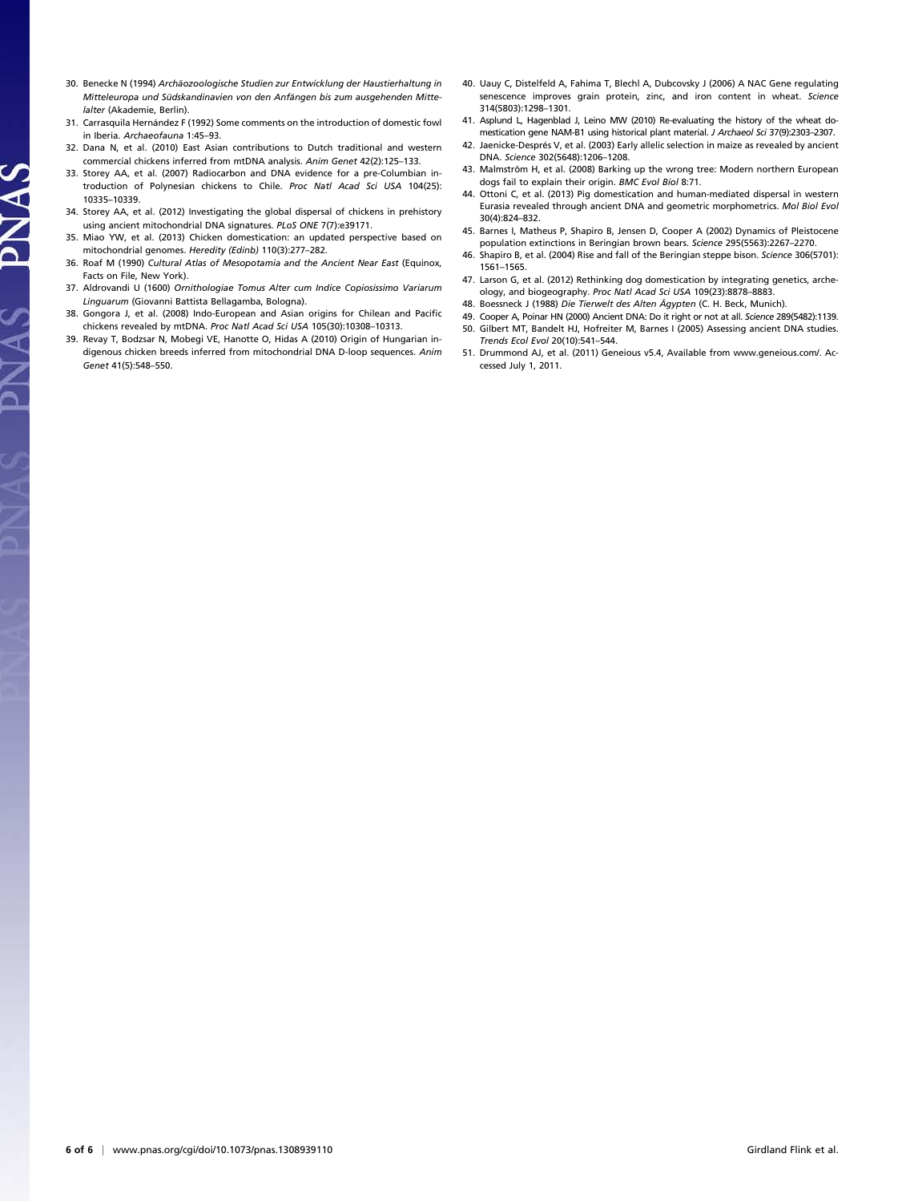30. Benecke N (1994) *Archäozoologische Studien zur Entwicklung der Haustierhaltung in Mitteleuropa und Südskandinavien von den Anfängen bis zum ausgehenden Mittelalter* (Akademie, Berlin).
31. Carrasquila Hernández F (1992) Some comments on the introduction of domestic fowl in Iberia. *Archaeofauna* 1:45–93.
32. Dana N, et al. (2010) East Asian contributions to Dutch traditional and western commercial chickens inferred from mtDNA analysis. *Anim Genet* 42(2):125–133.
33. Storey AA, et al. (2007) Radiocarbon and DNA evidence for a pre-Columbian introduction of Polynesian chickens to Chile. *Proc Natl Acad Sci USA* 104(25): 10335–10339.
34. Storey AA, et al. (2012) Investigating the global dispersal of chickens in prehistory using ancient mitochondrial DNA signatures. *PLoS ONE* 7(7):e39171.
35. Miao YW, et al. (2013) Chicken domestication: an updated perspective based on mitochondrial genomes. *Heredity (Edinb)* 110(3):277–282.
36. Roaf M (1990) *Cultural Atlas of Mesopotamia and the Ancient Near East* (Equinox, Facts on File, New York).
37. Aldrovandi U (1600) *Ornithologiae Tomus Alter cum Indice Copiosissimo Variarum Linguarum* (Giovanni Battista Bellagamba, Bologna).
38. Gongora J, et al. (2008) Indo-European and Asian origins for Chilean and Pacific chickens revealed by mtDNA. *Proc Natl Acad Sci USA* 105(30):10308–10313.
39. Revay T, Bodzsar N, Mobegi VE, Hanotte O, Hidas A (2010) Origin of Hungarian indigenous chicken breeds inferred from mitochondrial DNA D-loop sequences. *Anim Genet* 41(5):548–550.
40. Uauy C, Distelfeld A, Fahima T, Blechl A, Dubcovsky J (2006) A NAC Gene regulating senescence improves grain protein, zinc, and iron content in wheat. *Science* 314(5803):1298–1301.
41. Asplund L, Hagenblad J, Leino MW (2010) Re-evaluating the history of the wheat domestication gene NAM-B1 using historical plant material. *J Archaeol Sci* 37(9):2303–2307.
42. Jaenicke-Després V, et al. (2003) Early allelic selection in maize as revealed by ancient DNA. *Science* 302(5648):1206–1208.
43. Malmström H, et al. (2008) Barking up the wrong tree: Modern northern European dogs fail to explain their origin. *BMC Evol Biol* 8:71.
44. Ottoni C, et al. (2013) Pig domestication and human-mediated dispersal in western Eurasia revealed through ancient DNA and geometric morphometrics. *Mol Biol Evol* 30(4):824–832.
45. Barnes I, Matheus P, Shapiro B, Jensen D, Cooper A (2002) Dynamics of Pleistocene population extinctions in Beringian brown bears. *Science* 295(5563):2267–2270.
46. Shapiro B, et al. (2004) Rise and fall of the Beringian steppe bison. *Science* 306(5701): 1561–1565.
47. Larson G, et al. (2012) Rethinking dog domestication by integrating genetics, archeology, and biogeography. *Proc Natl Acad Sci USA* 109(23):8878–8883.
48. Boessneck J (1988) *Die Tierwelt des Alten Ägypten* (C. H. Beck, Munich).
49. Cooper A, Poinar HN (2000) Ancient DNA: Do it right or not at all. *Science* 289(5482):1139.
50. Gilbert MT, Bandelt HJ, Hofreiter M, Barnes I (2005) Assessing ancient DNA studies. *Trends Ecol Evol* 20(10):541–544.
51. Drummond AJ, et al. (2011) Geneious v5.4, Available from www.geneious.com/. Accessed July 1, 2011.